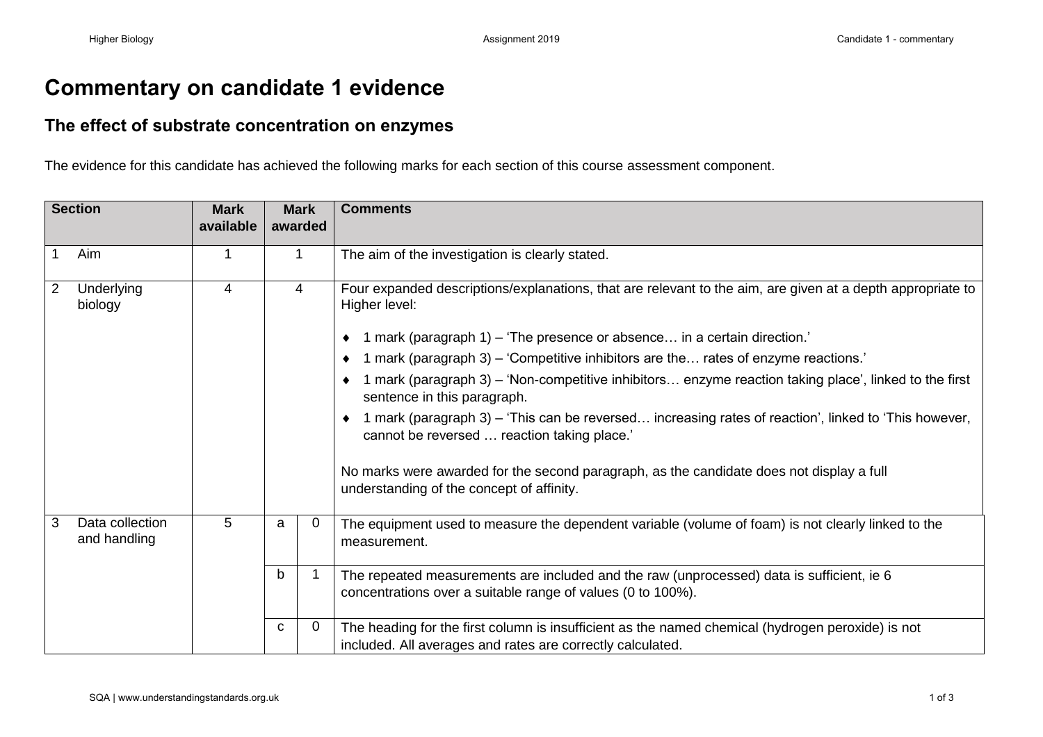# Commentary on candidate 1 evidence

## The effect of substrate concentration on enzymes

The evidence for this candidate has achieved the following marks for each section of this course assessment component.

| Section | Mark available | Mark awarded | | Comments |
|---|---|---|---|---|
| 1 Aim | 1 | 1 | | The aim of the investigation is clearly stated. |
| 2 Underlying biology | 4 | 4 | | Four expanded descriptions/explanations, that are relevant to the aim, are given at a depth appropriate to Higher level:<br>♦ 1 mark (paragraph 1) – 'The presence or absence… in a certain direction.'<br>♦ 1 mark (paragraph 3) – 'Competitive inhibitors are the… rates of enzyme reactions.'<br>♦ 1 mark (paragraph 3) – 'Non-competitive inhibitors… enzyme reaction taking place', linked to the first sentence in this paragraph.<br>♦ 1 mark (paragraph 3) – 'This can be reversed… increasing rates of reaction', linked to 'This however, cannot be reversed … reaction taking place.'<br><br>No marks were awarded for the second paragraph, as the candidate does not display a full understanding of the concept of affinity. |
| 3 Data collection and handling | 5 | a | 0 | The equipment used to measure the dependent variable (volume of foam) is not clearly linked to the measurement. |
| | | b | 1 | The repeated measurements are included and the raw (unprocessed) data is sufficient, ie 6 concentrations over a suitable range of values (0 to 100%). |
| | | c | 0 | The heading for the first column is insufficient as the named chemical (hydrogen peroxide) is not included. All averages and rates are correctly calculated. |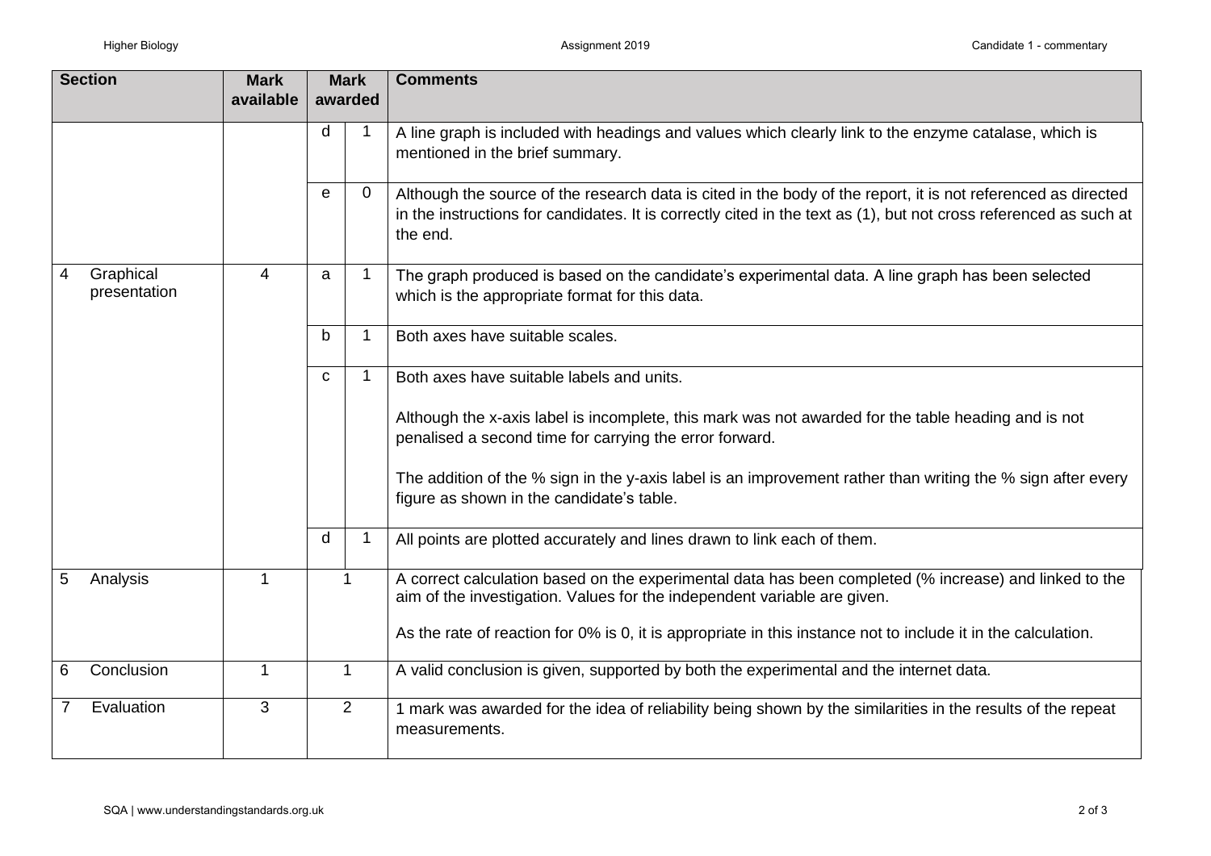| Section | Mark available | Mark awarded | | Comments |
|---|---|---|---|---|
| | | d | 1 | A line graph is included with headings and values which clearly link to the enzyme catalase, which is mentioned in the brief summary. |
| | | e | 0 | Although the source of the research data is cited in the body of the report, it is not referenced as directed in the instructions for candidates. It is correctly cited in the text as (1), but not cross referenced as such at the end. |
| 4 Graphical presentation | 4 | a | 1 | The graph produced is based on the candidate's experimental data. A line graph has been selected which is the appropriate format for this data. |
| | | b | 1 | Both axes have suitable scales. |
| | | c | 1 | Both axes have suitable labels and units.<br><br>Although the x-axis label is incomplete, this mark was not awarded for the table heading and is not penalised a second time for carrying the error forward.<br><br>The addition of the % sign in the y-axis label is an improvement rather than writing the % sign after every figure as shown in the candidate's table. |
| | | d | 1 | All points are plotted accurately and lines drawn to link each of them. |
| 5 Analysis | 1 | 1 | | A correct calculation based on the experimental data has been completed (% increase) and linked to the aim of the investigation. Values for the independent variable are given.<br><br>As the rate of reaction for 0% is 0, it is appropriate in this instance not to include it in the calculation. |
| 6 Conclusion | 1 | 1 | | A valid conclusion is given, supported by both the experimental and the internet data. |
| 7 Evaluation | 3 | 2 | | 1 mark was awarded for the idea of reliability being shown by the similarities in the results of the repeat measurements. |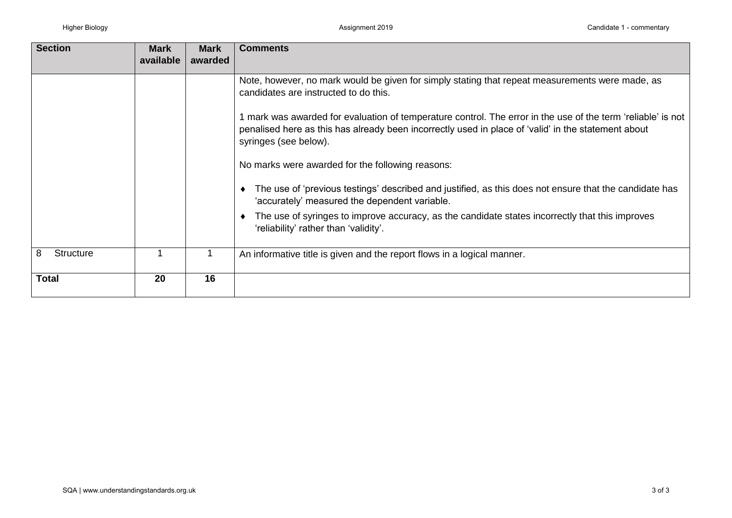| Section | Mark available | Mark awarded | Comments |
| --- | --- | --- | --- |
| | | | Note, however, no mark would be given for simply stating that repeat measurements were made, as candidates are instructed to do this.<br><br>1 mark was awarded for evaluation of temperature control. The error in the use of the term 'reliable' is not penalised here as this has already been incorrectly used in place of 'valid' in the statement about syringes (see below).<br><br>No marks were awarded for the following reasons:<br><br>♦ The use of 'previous testings' described and justified, as this does not ensure that the candidate has 'accurately' measured the dependent variable.<br>♦ The use of syringes to improve accuracy, as the candidate states incorrectly that this improves 'reliability' rather than 'validity'. |
| 8 Structure | 1 | 1 | An informative title is given and the report flows in a logical manner. |
| **Total** | **20** | **16** | |